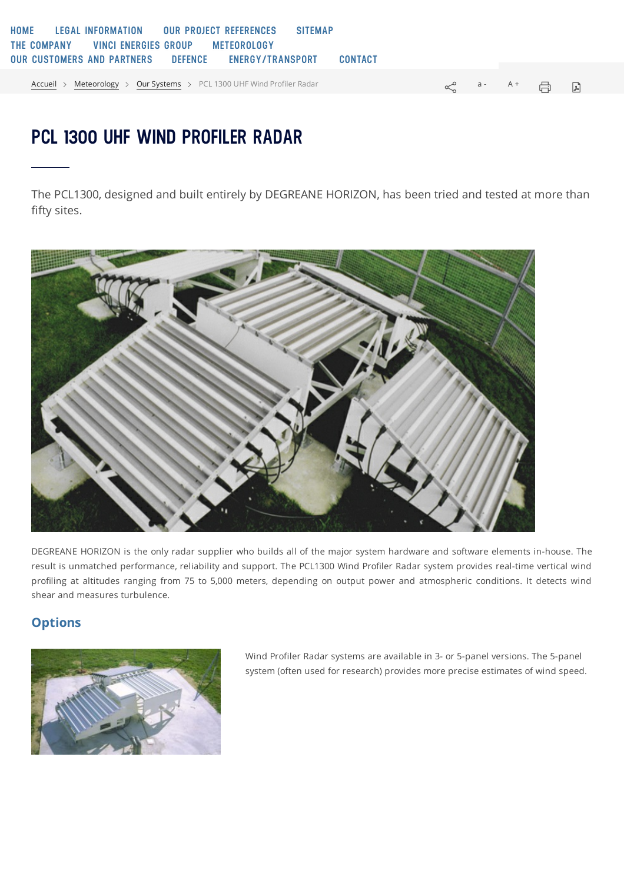HOME LEGAL INFORMATION OUR PROJECT REFERENCES SITEMAP
THE COMPANY VINCI ENERGIES GROUP METEOROLOGY
OUR CUSTOMERS AND PARTNERS DEFENCE ENERGY/TRANSPORT CONTACT

Accueil > Meteorology > Our Systems > PCL 1300 UHF Wind Profiler Radar

# PCL 1300 UHF WIND PROFILER RADAR

The PCL1300, designed and built entirely by DEGREANE HORIZON, has been tried and tested at more than fifty sites.

DEGREANE HORIZON is the only radar supplier who builds all of the major system hardware and software elements in-house. The result is unmatched performance, reliability and support. The PCL1300 Wind Profiler Radar system provides real-time vertical wind profiling at altitudes ranging from 75 to 5,000 meters, depending on output power and atmospheric conditions. It detects wind shear and measures turbulence.

## Options

Wind Profiler Radar systems are available in 3- or 5-panel versions. The 5-panel system (often used for research) provides more precise estimates of wind speed.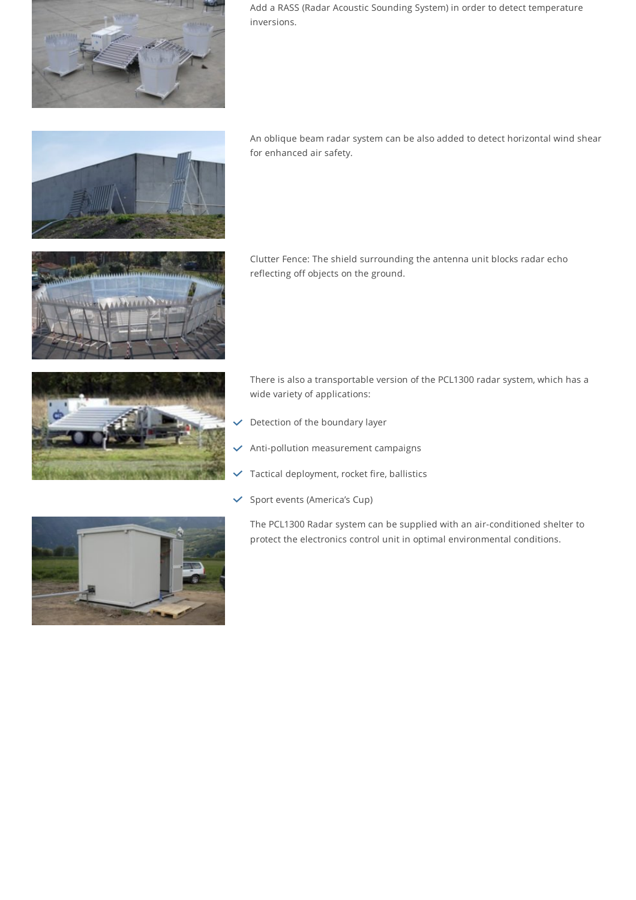Add a RASS (Radar Acoustic Sounding System) in order to detect temperature inversions.

An oblique beam radar system can be also added to detect horizontal wind shear for enhanced air safety.

Clutter Fence: The shield surrounding the antenna unit blocks radar echo reflecting off objects on the ground.

There is also a transportable version of the PCL1300 radar system, which has a wide variety of applications:

- Detection of the boundary layer
- Anti-pollution measurement campaigns
- Tactical deployment, rocket fire, ballistics
- Sport events (America's Cup)

The PCL1300 Radar system can be supplied with an air-conditioned shelter to protect the electronics control unit in optimal environmental conditions.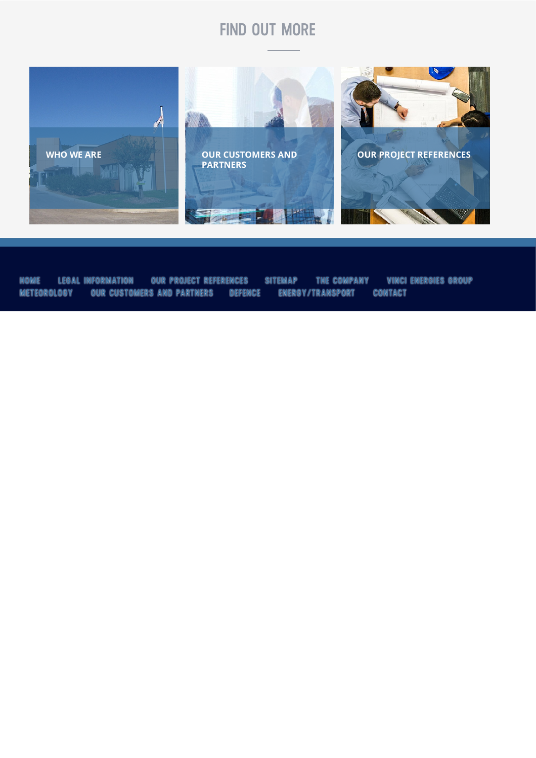## FIND OUT MORE

WHO WE ARE

OUR CUSTOMERS AND PARTNERS

OUR PROJECT REFERENCES

HOME LEGAL INFORMATION OUR PROJECT REFERENCES SITEMAP THE COMPANY VINCI ENERGIES GROUP METEOROLOGY OUR CUSTOMERS AND PARTNERS DEFENCE ENERGY/TRANSPORT CONTACT